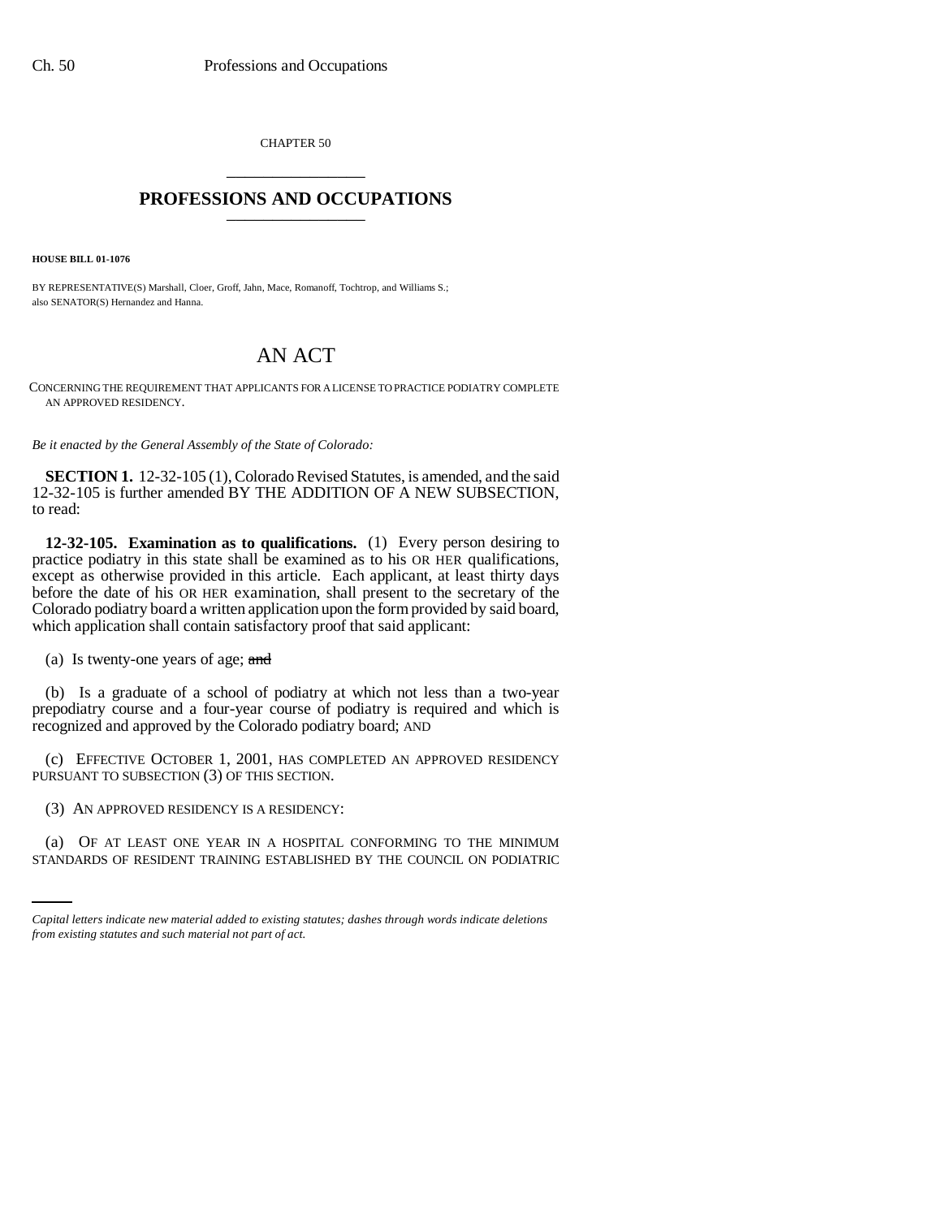CHAPTER 50

# PROFESSIONS AND OCCUPATIONS

**HOUSE BILL 01-1076**

BY REPRESENTATIVE(S) Marshall, Cloer, Groff, Jahn, Mace, Romanoff, Tochtrop, and Williams S.;
also SENATOR(S) Hernandez and Hanna.

# AN ACT

CONCERNING THE REQUIREMENT THAT APPLICANTS FOR A LICENSE TO PRACTICE PODIATRY COMPLETE AN APPROVED RESIDENCY.

*Be it enacted by the General Assembly of the State of Colorado:*

**SECTION 1.** 12-32-105 (1), Colorado Revised Statutes, is amended, and the said 12-32-105 is further amended BY THE ADDITION OF A NEW SUBSECTION, to read:

**12-32-105. Examination as to qualifications.** (1) Every person desiring to practice podiatry in this state shall be examined as to his OR HER qualifications, except as otherwise provided in this article. Each applicant, at least thirty days before the date of his OR HER examination, shall present to the secretary of the Colorado podiatry board a written application upon the form provided by said board, which application shall contain satisfactory proof that said applicant:

(a) Is twenty-one years of age; ~~and~~

(b) Is a graduate of a school of podiatry at which not less than a two-year prepodiatry course and a four-year course of podiatry is required and which is recognized and approved by the Colorado podiatry board; AND

(c) EFFECTIVE OCTOBER 1, 2001, HAS COMPLETED AN APPROVED RESIDENCY PURSUANT TO SUBSECTION (3) OF THIS SECTION.

(3) AN APPROVED RESIDENCY IS A RESIDENCY:

(a) OF AT LEAST ONE YEAR IN A HOSPITAL CONFORMING TO THE MINIMUM STANDARDS OF RESIDENT TRAINING ESTABLISHED BY THE COUNCIL ON PODIATRIC

*Capital letters indicate new material added to existing statutes; dashes through words indicate deletions from existing statutes and such material not part of act.*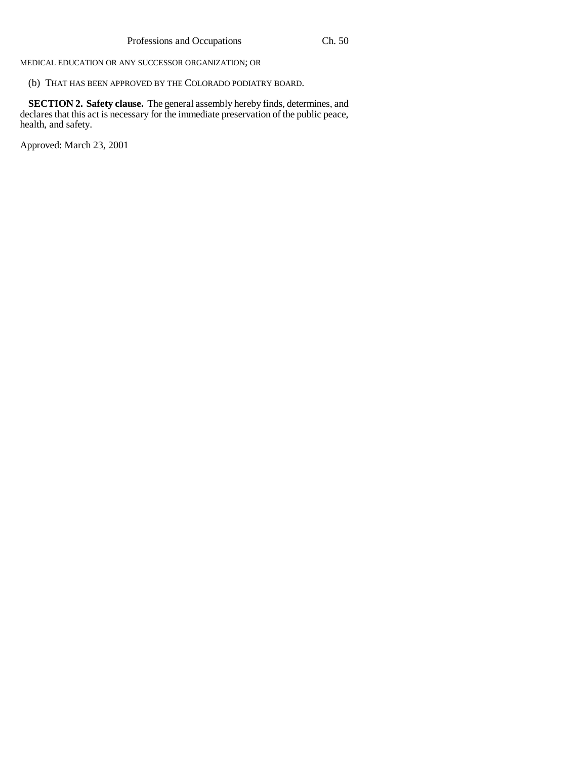MEDICAL EDUCATION OR ANY SUCCESSOR ORGANIZATION; OR

(b) THAT HAS BEEN APPROVED BY THE COLORADO PODIATRY BOARD.

**SECTION 2. Safety clause.** The general assembly hereby finds, determines, and declares that this act is necessary for the immediate preservation of the public peace, health, and safety.

Approved: March 23, 2001